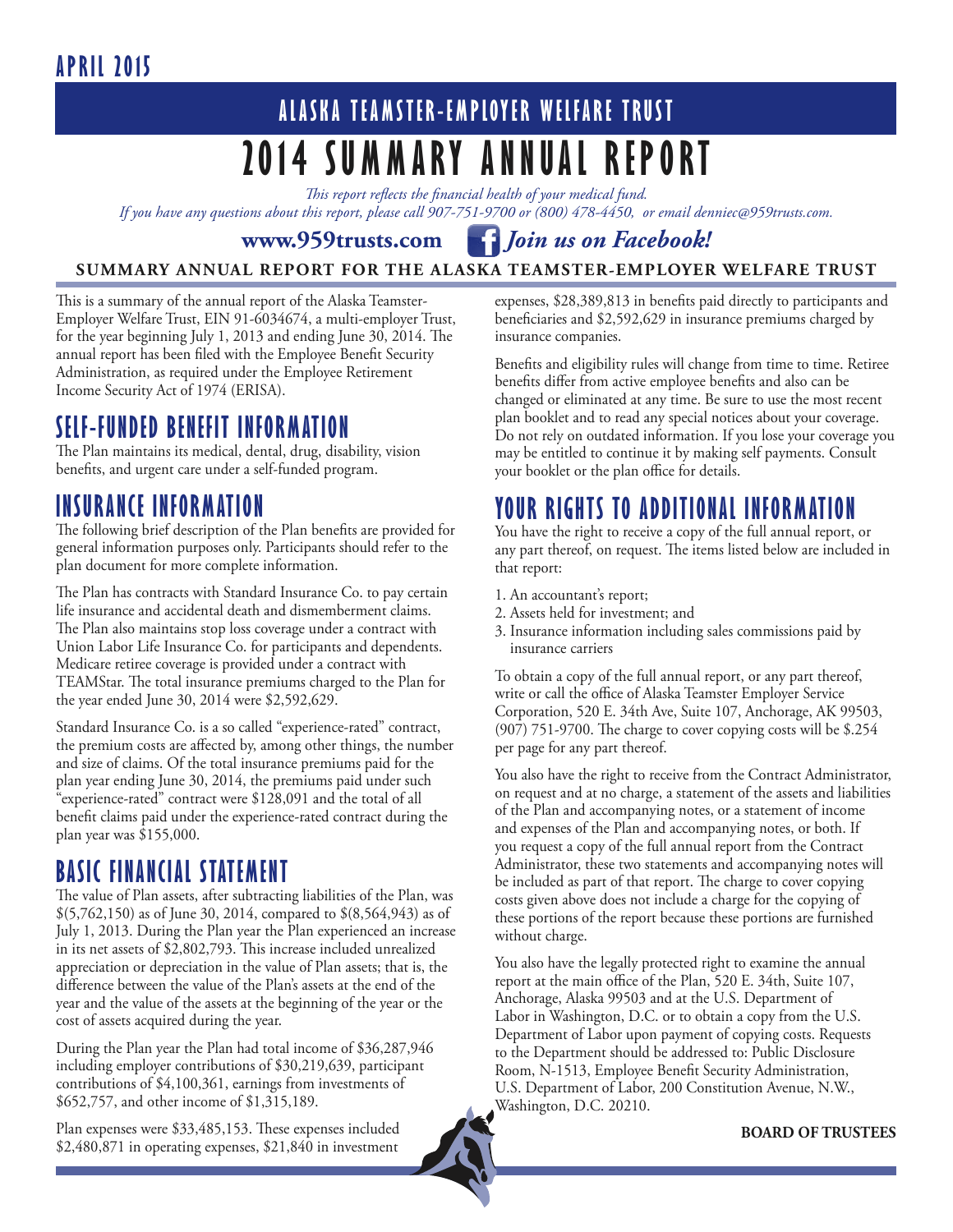**APRIL 2015**

## ALASKA TEAMSTER-EMPLOYER WELFARE TRUST

# 2014 SUMMARY ANNUAL REPORT

*This report reflects the financial health of your medical fund.*
*If you have any questions about this report, please call 907-751-9700 or (800) 478-4450, or email denniec@959trusts.com.*

**www.959trusts.com** ***Join us on Facebook!***

**SUMMARY ANNUAL REPORT FOR THE ALASKA TEAMSTER-EMPLOYER WELFARE TRUST**

This is a summary of the annual report of the Alaska Teamster-Employer Welfare Trust, EIN 91-6034674, a multi-employer Trust, for the year beginning July 1, 2013 and ending June 30, 2014. The annual report has been filed with the Employee Benefit Security Administration, as required under the Employee Retirement Income Security Act of 1974 (ERISA).

## SELF-FUNDED BENEFIT INFORMATION

The Plan maintains its medical, dental, drug, disability, vision benefits, and urgent care under a self-funded program.

## INSURANCE INFORMATION

The following brief description of the Plan benefits are provided for general information purposes only. Participants should refer to the plan document for more complete information.

The Plan has contracts with Standard Insurance Co. to pay certain life insurance and accidental death and dismemberment claims. The Plan also maintains stop loss coverage under a contract with Union Labor Life Insurance Co. for participants and dependents. Medicare retiree coverage is provided under a contract with TEAMStar. The total insurance premiums charged to the Plan for the year ended June 30, 2014 were $2,592,629.

Standard Insurance Co. is a so called "experience-rated" contract, the premium costs are affected by, among other things, the number and size of claims. Of the total insurance premiums paid for the plan year ending June 30, 2014, the premiums paid under such "experience-rated" contract were $128,091 and the total of all benefit claims paid under the experience-rated contract during the plan year was $155,000.

## BASIC FINANCIAL STATEMENT

The value of Plan assets, after subtracting liabilities of the Plan, was $(5,762,150) as of June 30, 2014, compared to $(8,564,943) as of July 1, 2013. During the Plan year the Plan experienced an increase in its net assets of $2,802,793. This increase included unrealized appreciation or depreciation in the value of Plan assets; that is, the difference between the value of the Plan's assets at the end of the year and the value of the assets at the beginning of the year or the cost of assets acquired during the year.

During the Plan year the Plan had total income of $36,287,946 including employer contributions of $30,219,639, participant contributions of $4,100,361, earnings from investments of $652,757, and other income of $1,315,189.

Plan expenses were $33,485,153. These expenses included $2,480,871 in operating expenses, $21,840 in investment expenses, $28,389,813 in benefits paid directly to participants and beneficiaries and $2,592,629 in insurance premiums charged by insurance companies.

Benefits and eligibility rules will change from time to time. Retiree benefits differ from active employee benefits and also can be changed or eliminated at any time. Be sure to use the most recent plan booklet and to read any special notices about your coverage. Do not rely on outdated information. If you lose your coverage you may be entitled to continue it by making self payments. Consult your booklet or the plan office for details.

## YOUR RIGHTS TO ADDITIONAL INFORMATION

You have the right to receive a copy of the full annual report, or any part thereof, on request. The items listed below are included in that report:

1. An accountant's report;
2. Assets held for investment; and
3. Insurance information including sales commissions paid by insurance carriers

To obtain a copy of the full annual report, or any part thereof, write or call the office of Alaska Teamster Employer Service Corporation, 520 E. 34th Ave, Suite 107, Anchorage, AK 99503, (907) 751-9700. The charge to cover copying costs will be $.254 per page for any part thereof.

You also have the right to receive from the Contract Administrator, on request and at no charge, a statement of the assets and liabilities of the Plan and accompanying notes, or a statement of income and expenses of the Plan and accompanying notes, or both. If you request a copy of the full annual report from the Contract Administrator, these two statements and accompanying notes will be included as part of that report. The charge to cover copying costs given above does not include a charge for the copying of these portions of the report because these portions are furnished without charge.

You also have the legally protected right to examine the annual report at the main office of the Plan, 520 E. 34th, Suite 107, Anchorage, Alaska 99503 and at the U.S. Department of Labor in Washington, D.C. or to obtain a copy from the U.S. Department of Labor upon payment of copying costs. Requests to the Department should be addressed to: Public Disclosure Room, N-1513, Employee Benefit Security Administration, U.S. Department of Labor, 200 Constitution Avenue, N.W., Washington, D.C. 20210.

**BOARD OF TRUSTEES**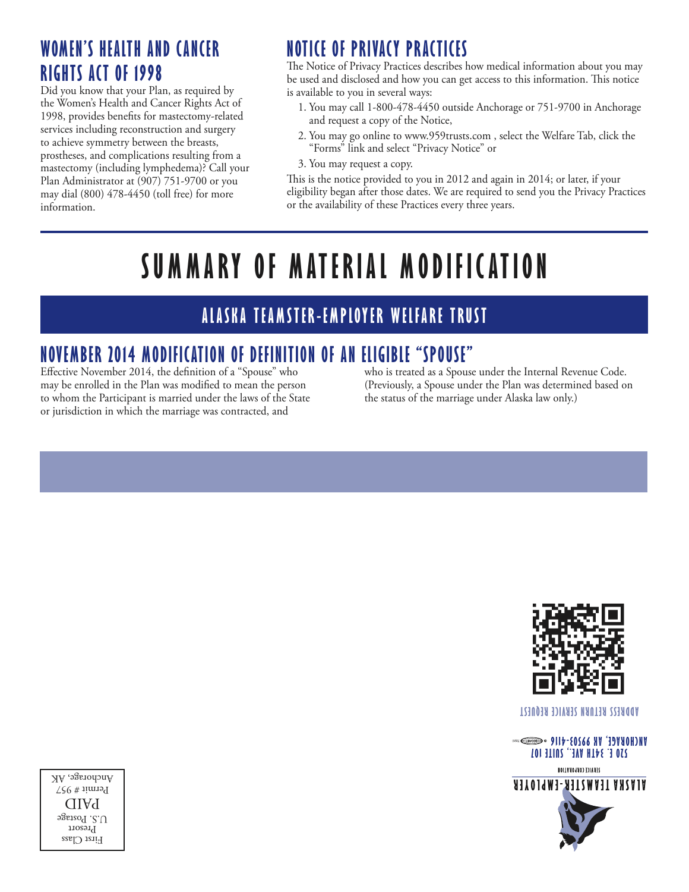## WOMEN'S HEALTH AND CANCER RIGHTS ACT OF 1998

Did you know that your Plan, as required by the Women's Health and Cancer Rights Act of 1998, provides benefits for mastectomy-related services including reconstruction and surgery to achieve symmetry between the breasts, prostheses, and complications resulting from a mastectomy (including lymphedema)? Call your Plan Administrator at (907) 751-9700 or you may dial (800) 478-4450 (toll free) for more information.

## NOTICE OF PRIVACY PRACTICES

The Notice of Privacy Practices describes how medical information about you may be used and disclosed and how you can get access to this information. This notice is available to you in several ways:

1. You may call 1-800-478-4450 outside Anchorage or 751-9700 in Anchorage and request a copy of the Notice,
2. You may go online to www.959trusts.com , select the Welfare Tab, click the "Forms" link and select "Privacy Notice" or
3. You may request a copy.

This is the notice provided to you in 2012 and again in 2014; or later, if your eligibility began after those dates. We are required to send you the Privacy Practices or the availability of these Practices every three years.

# SUMMARY OF MATERIAL MODIFICATION

## ALASKA TEAMSTER-EMPLOYER WELFARE TRUST

## NOVEMBER 2014 MODIFICATION OF DEFINITION OF AN ELIGIBLE "SPOUSE"

Effective November 2014, the definition of a "Spouse" who may be enrolled in the Plan was modified to mean the person to whom the Participant is married under the laws of the State or jurisdiction in which the marriage was contracted, and who is treated as a Spouse under the Internal Revenue Code. (Previously, a Spouse under the Plan was determined based on the status of the marriage under Alaska law only.)

ALASKA TEAMSTER-EMPLOYER
SERVICE CORPORATION
520 E. 34TH AVE., SUITE 107
ANCHORAGE, AK 99503-4116

ADDRESS RETURN SERVICE REQUEST

First Class
Presort
U.S. Postage
PAID
Permit # 957
Anchorage, AK